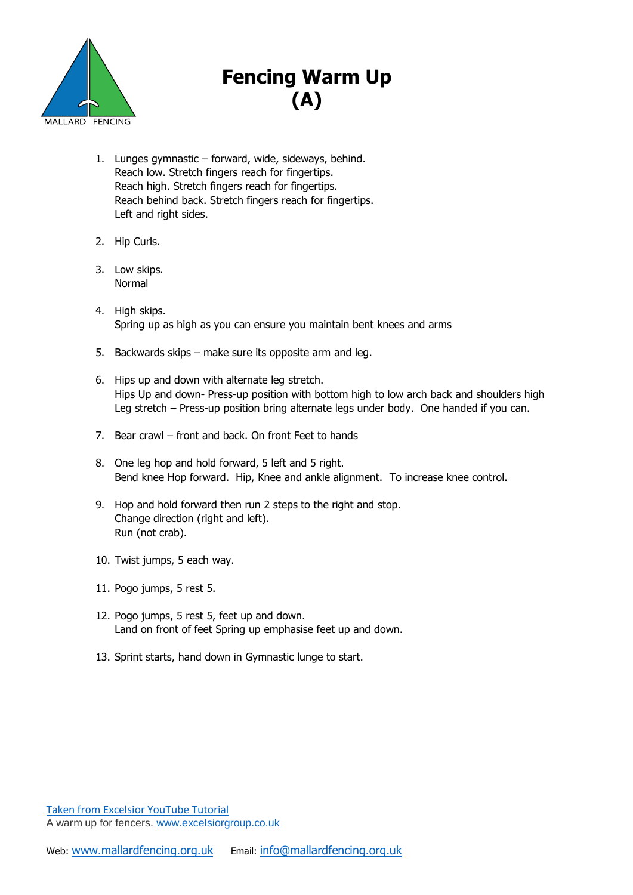MALLARD FENCING

# Fencing Warm Up (A)

1. Lunges gymnastic – forward, wide, sideways, behind.
   Reach low. Stretch fingers reach for fingertips.
   Reach high. Stretch fingers reach for fingertips.
   Reach behind back. Stretch fingers reach for fingertips.
   Left and right sides.

2. Hip Curls.

3. Low skips.
   Normal

4. High skips.
   Spring up as high as you can ensure you maintain bent knees and arms

5. Backwards skips – make sure its opposite arm and leg.

6. Hips up and down with alternate leg stretch.
   Hips Up and down- Press-up position with bottom high to low arch back and shoulders high
   Leg stretch – Press-up position bring alternate legs under body. One handed if you can.

7. Bear crawl – front and back. On front Feet to hands

8. One leg hop and hold forward, 5 left and 5 right.
   Bend knee Hop forward. Hip, Knee and ankle alignment. To increase knee control.

9. Hop and hold forward then run 2 steps to the right and stop.
   Change direction (right and left).
   Run (not crab).

10. Twist jumps, 5 each way.

11. Pogo jumps, 5 rest 5.

12. Pogo jumps, 5 rest 5, feet up and down.
    Land on front of feet Spring up emphasise feet up and down.

13. Sprint starts, hand down in Gymnastic lunge to start.

Taken from Excelsior YouTube Tutorial
A warm up for fencers. www.excelsiorgroup.co.uk

Web: www.mallardfencing.org.uk Email: info@mallardfencing.org.uk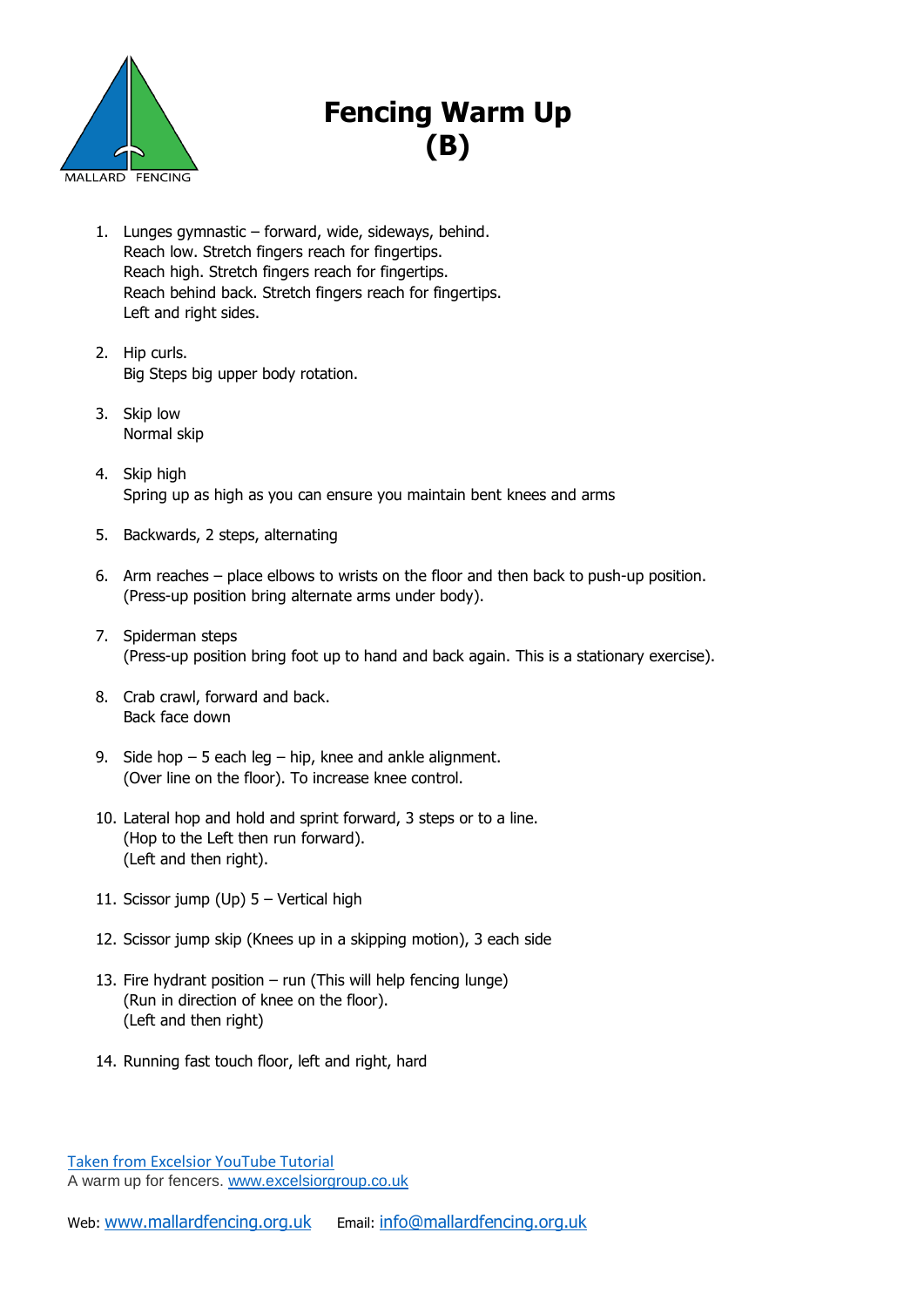MALLARD FENCING

# Fencing Warm Up (B)

1. Lunges gymnastic – forward, wide, sideways, behind.
   Reach low. Stretch fingers reach for fingertips.
   Reach high. Stretch fingers reach for fingertips.
   Reach behind back. Stretch fingers reach for fingertips.
   Left and right sides.

2. Hip curls.
   Big Steps big upper body rotation.

3. Skip low
   Normal skip

4. Skip high
   Spring up as high as you can ensure you maintain bent knees and arms

5. Backwards, 2 steps, alternating

6. Arm reaches – place elbows to wrists on the floor and then back to push-up position.
   (Press-up position bring alternate arms under body).

7. Spiderman steps
   (Press-up position bring foot up to hand and back again. This is a stationary exercise).

8. Crab crawl, forward and back.
   Back face down

9. Side hop – 5 each leg – hip, knee and ankle alignment.
   (Over line on the floor). To increase knee control.

10. Lateral hop and hold and sprint forward, 3 steps or to a line.
    (Hop to the Left then run forward).
    (Left and then right).

11. Scissor jump (Up) 5 – Vertical high

12. Scissor jump skip (Knees up in a skipping motion), 3 each side

13. Fire hydrant position – run (This will help fencing lunge)
    (Run in direction of knee on the floor).
    (Left and then right)

14. Running fast touch floor, left and right, hard

Taken from Excelsior YouTube Tutorial
A warm up for fencers. www.excelsiorgroup.co.uk

Web: www.mallardfencing.org.uk Email: info@mallardfencing.org.uk